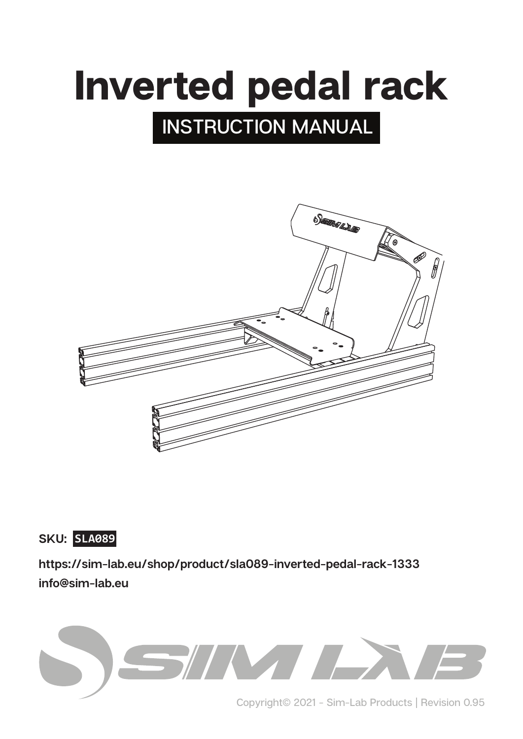# Inverted pedal rack

## INSTRUCTION MANUAL

**SKU:** SLA089

https://sim-lab.eu/shop/product/sla089-inverted-pedal-rack-1333

info@sim-lab.eu

Copyright© 2021 - Sim-Lab Products | Revision 0.95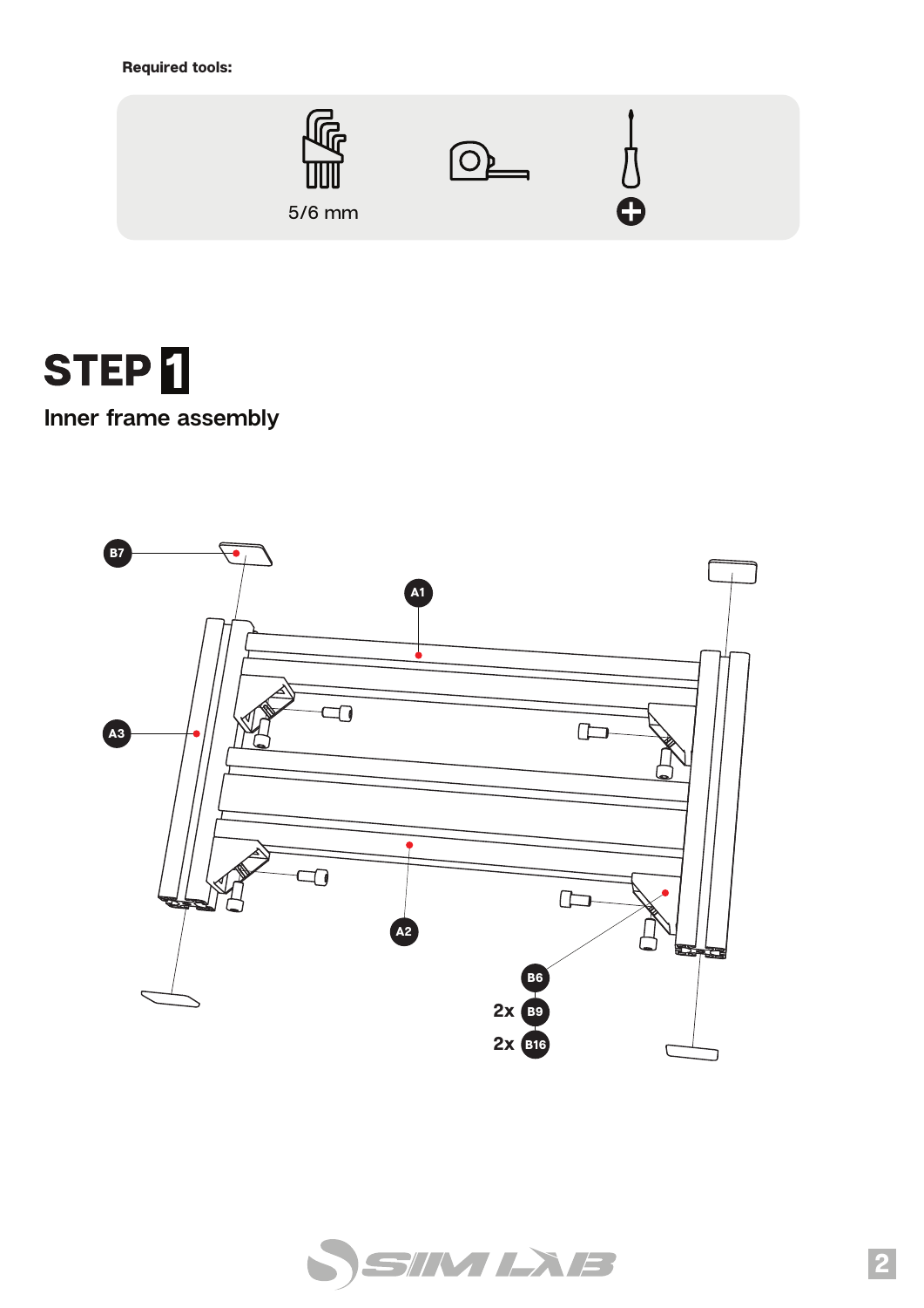**Required tools:**

5/6 mm

# STEP 1

## Inner frame assembly

B7

A1

A3

A2

B6

2x B9

2x B16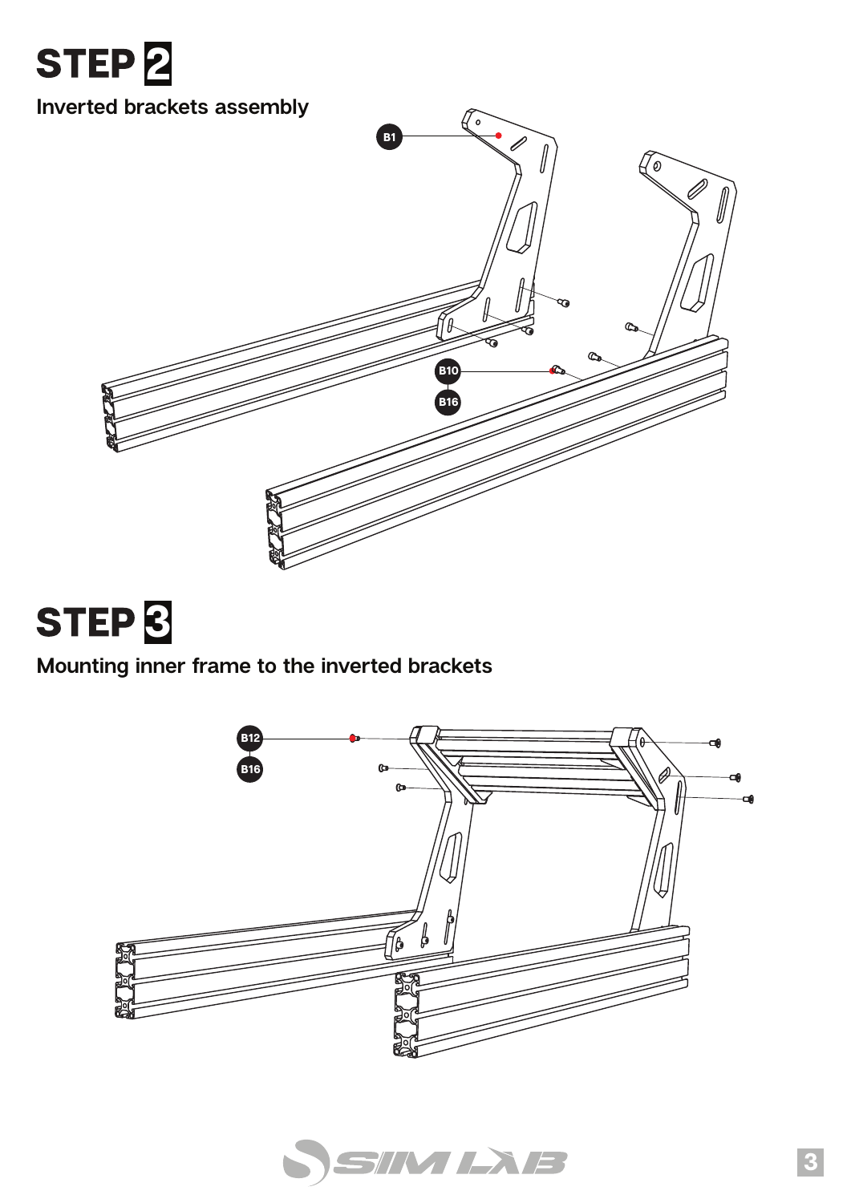# STEP 2

Inverted brackets assembly

B1

B10

B16

# STEP 3

Mounting inner frame to the inverted brackets

B12

B16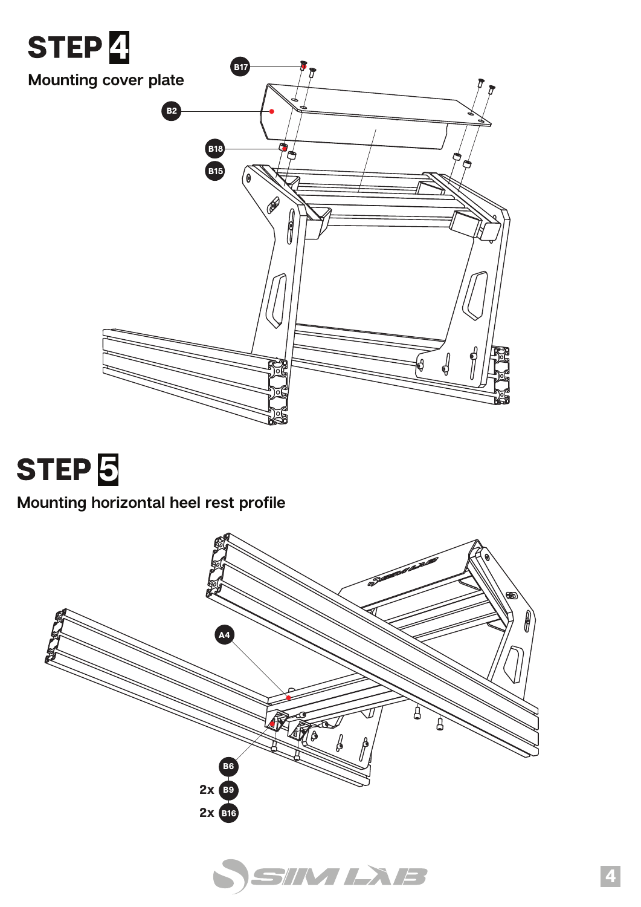# STEP 4

## Mounting cover plate

B17

B2

B18

B15

# STEP 5

## Mounting horizontal heel rest profile

A4

B6

2x B9

2x B16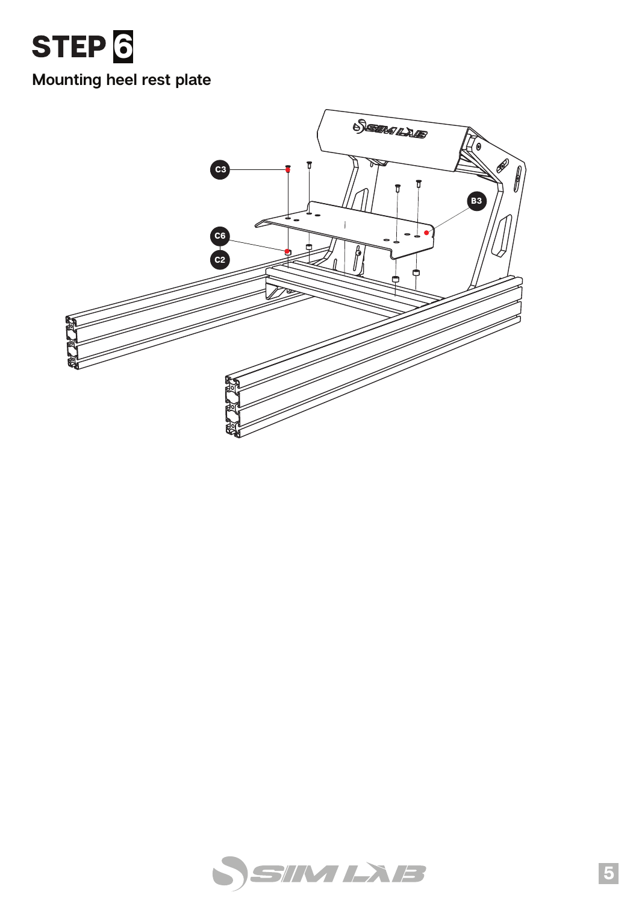# STEP 6

## Mounting heel rest plate

C3

B3

C6

C2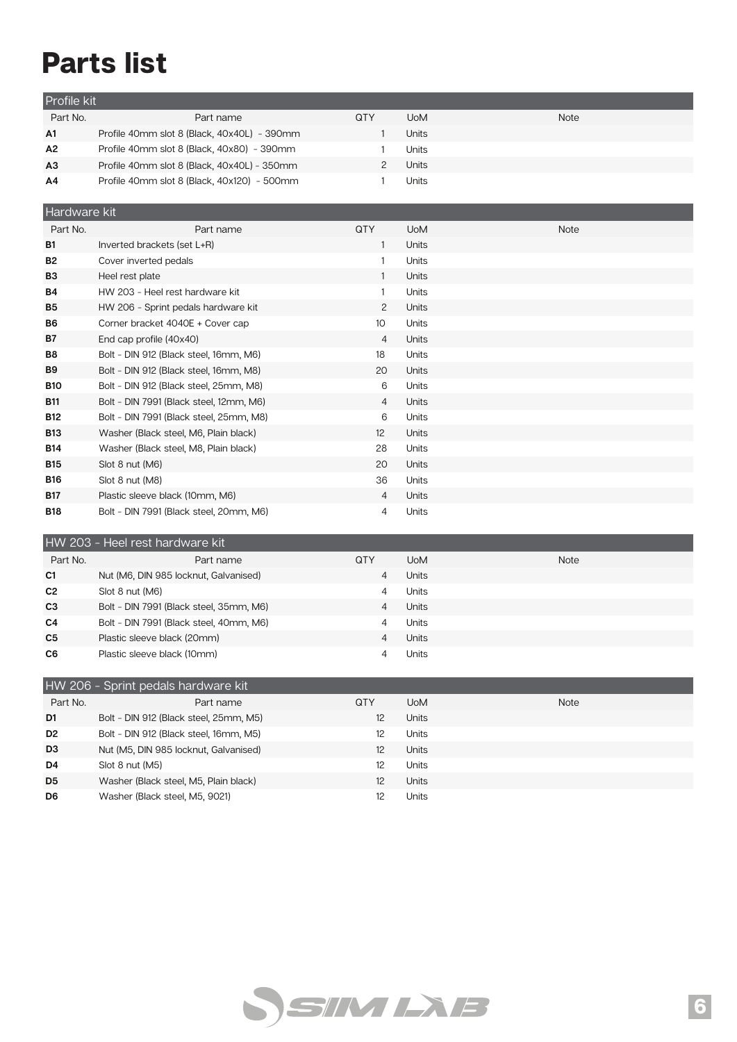# Parts list

| Profile kit | | | | |
|---|---|---|---|---|
| Part No. | Part name | QTY | UoM | Note |
| **A1** | Profile 40mm slot 8 (Black, 40x40L) - 390mm | 1 | Units | |
| **A2** | Profile 40mm slot 8 (Black, 40x80) - 390mm | 1 | Units | |
| **A3** | Profile 40mm slot 8 (Black, 40x40L) - 350mm | 2 | Units | |
| **A4** | Profile 40mm slot 8 (Black, 40x120) - 500mm | 1 | Units | |

| Hardware kit | | | | |
|---|---|---|---|---|
| Part No. | Part name | QTY | UoM | Note |
| **B1** | Inverted brackets (set L+R) | 1 | Units | |
| **B2** | Cover inverted pedals | 1 | Units | |
| **B3** | Heel rest plate | 1 | Units | |
| **B4** | HW 203 - Heel rest hardware kit | 1 | Units | |
| **B5** | HW 206 - Sprint pedals hardware kit | 2 | Units | |
| **B6** | Corner bracket 4040E + Cover cap | 10 | Units | |
| **B7** | End cap profile (40x40) | 4 | Units | |
| **B8** | Bolt - DIN 912 (Black steel, 16mm, M6) | 18 | Units | |
| **B9** | Bolt - DIN 912 (Black steel, 16mm, M8) | 20 | Units | |
| **B10** | Bolt - DIN 912 (Black steel, 25mm, M8) | 6 | Units | |
| **B11** | Bolt - DIN 7991 (Black steel, 12mm, M6) | 4 | Units | |
| **B12** | Bolt - DIN 7991 (Black steel, 25mm, M8) | 6 | Units | |
| **B13** | Washer (Black steel, M6, Plain black) | 12 | Units | |
| **B14** | Washer (Black steel, M8, Plain black) | 28 | Units | |
| **B15** | Slot 8 nut (M6) | 20 | Units | |
| **B16** | Slot 8 nut (M8) | 36 | Units | |
| **B17** | Plastic sleeve black (10mm, M6) | 4 | Units | |
| **B18** | Bolt - DIN 7991 (Black steel, 20mm, M6) | 4 | Units | |

| HW 203 - Heel rest hardware kit | | | | |
|---|---|---|---|---|
| Part No. | Part name | QTY | UoM | Note |
| **C1** | Nut (M6, DIN 985 locknut, Galvanised) | 4 | Units | |
| **C2** | Slot 8 nut (M6) | 4 | Units | |
| **C3** | Bolt - DIN 7991 (Black steel, 35mm, M6) | 4 | Units | |
| **C4** | Bolt - DIN 7991 (Black steel, 40mm, M6) | 4 | Units | |
| **C5** | Plastic sleeve black (20mm) | 4 | Units | |
| **C6** | Plastic sleeve black (10mm) | 4 | Units | |

| HW 206 - Sprint pedals hardware kit | | | | |
|---|---|---|---|---|
| Part No. | Part name | QTY | UoM | Note |
| **D1** | Bolt - DIN 912 (Black steel, 25mm, M5) | 12 | Units | |
| **D2** | Bolt - DIN 912 (Black steel, 16mm, M5) | 12 | Units | |
| **D3** | Nut (M5, DIN 985 locknut, Galvanised) | 12 | Units | |
| **D4** | Slot 8 nut (M5) | 12 | Units | |
| **D5** | Washer (Black steel, M5, Plain black) | 12 | Units | |
| **D6** | Washer (Black steel, M5, 9021) | 12 | Units | |